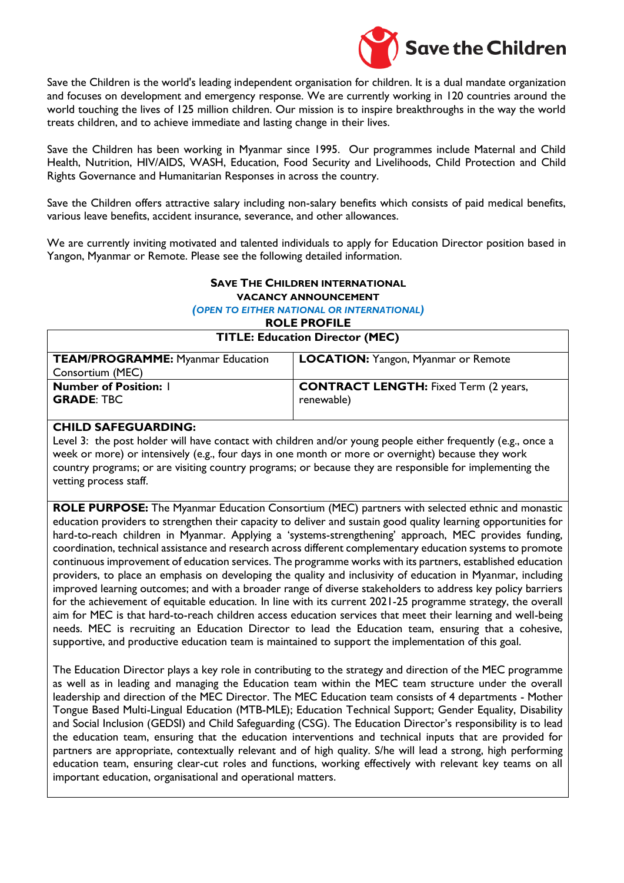Save the Children

Save the Children is the world's leading independent organisation for children. It is a dual mandate organization and focuses on development and emergency response. We are currently working in 120 countries around the world touching the lives of 125 million children. Our mission is to inspire breakthroughs in the way the world treats children, and to achieve immediate and lasting change in their lives.

Save the Children has been working in Myanmar since 1995. Our programmes include Maternal and Child Health, Nutrition, HIV/AIDS, WASH, Education, Food Security and Livelihoods, Child Protection and Child Rights Governance and Humanitarian Responses in across the country.

Save the Children offers attractive salary including non-salary benefits which consists of paid medical benefits, various leave benefits, accident insurance, severance, and other allowances.

We are currently inviting motivated and talented individuals to apply for Education Director position based in Yangon, Myanmar or Remote. Please see the following detailed information.

## SAVE THE CHILDREN INTERNATIONAL
## VACANCY ANNOUNCEMENT

*(OPEN TO EITHER NATIONAL OR INTERNATIONAL)*

## ROLE PROFILE

| TITLE: Education Director (MEC) | |
|---|---|
| **TEAM/PROGRAMME:** Myanmar Education Consortium (MEC) | **LOCATION:** Yangon, Myanmar or Remote |
| **Number of Position:** 1<br>**GRADE**: TBC | **CONTRACT LENGTH:** Fixed Term (2 years, renewable) |

**CHILD SAFEGUARDING:**

Level 3: the post holder will have contact with children and/or young people either frequently (e.g., once a week or more) or intensively (e.g., four days in one month or more or overnight) because they work country programs; or are visiting country programs; or because they are responsible for implementing the vetting process staff.

**ROLE PURPOSE:** The Myanmar Education Consortium (MEC) partners with selected ethnic and monastic education providers to strengthen their capacity to deliver and sustain good quality learning opportunities for hard-to-reach children in Myanmar. Applying a 'systems-strengthening' approach, MEC provides funding, coordination, technical assistance and research across different complementary education systems to promote continuous improvement of education services. The programme works with its partners, established education providers, to place an emphasis on developing the quality and inclusivity of education in Myanmar, including improved learning outcomes; and with a broader range of diverse stakeholders to address key policy barriers for the achievement of equitable education. In line with its current 2021-25 programme strategy, the overall aim for MEC is that hard-to-reach children access education services that meet their learning and well-being needs. MEC is recruiting an Education Director to lead the Education team, ensuring that a cohesive, supportive, and productive education team is maintained to support the implementation of this goal.

The Education Director plays a key role in contributing to the strategy and direction of the MEC programme as well as in leading and managing the Education team within the MEC team structure under the overall leadership and direction of the MEC Director. The MEC Education team consists of 4 departments - Mother Tongue Based Multi-Lingual Education (MTB-MLE); Education Technical Support; Gender Equality, Disability and Social Inclusion (GEDSI) and Child Safeguarding (CSG). The Education Director's responsibility is to lead the education team, ensuring that the education interventions and technical inputs that are provided for partners are appropriate, contextually relevant and of high quality. S/he will lead a strong, high performing education team, ensuring clear-cut roles and functions, working effectively with relevant key teams on all important education, organisational and operational matters.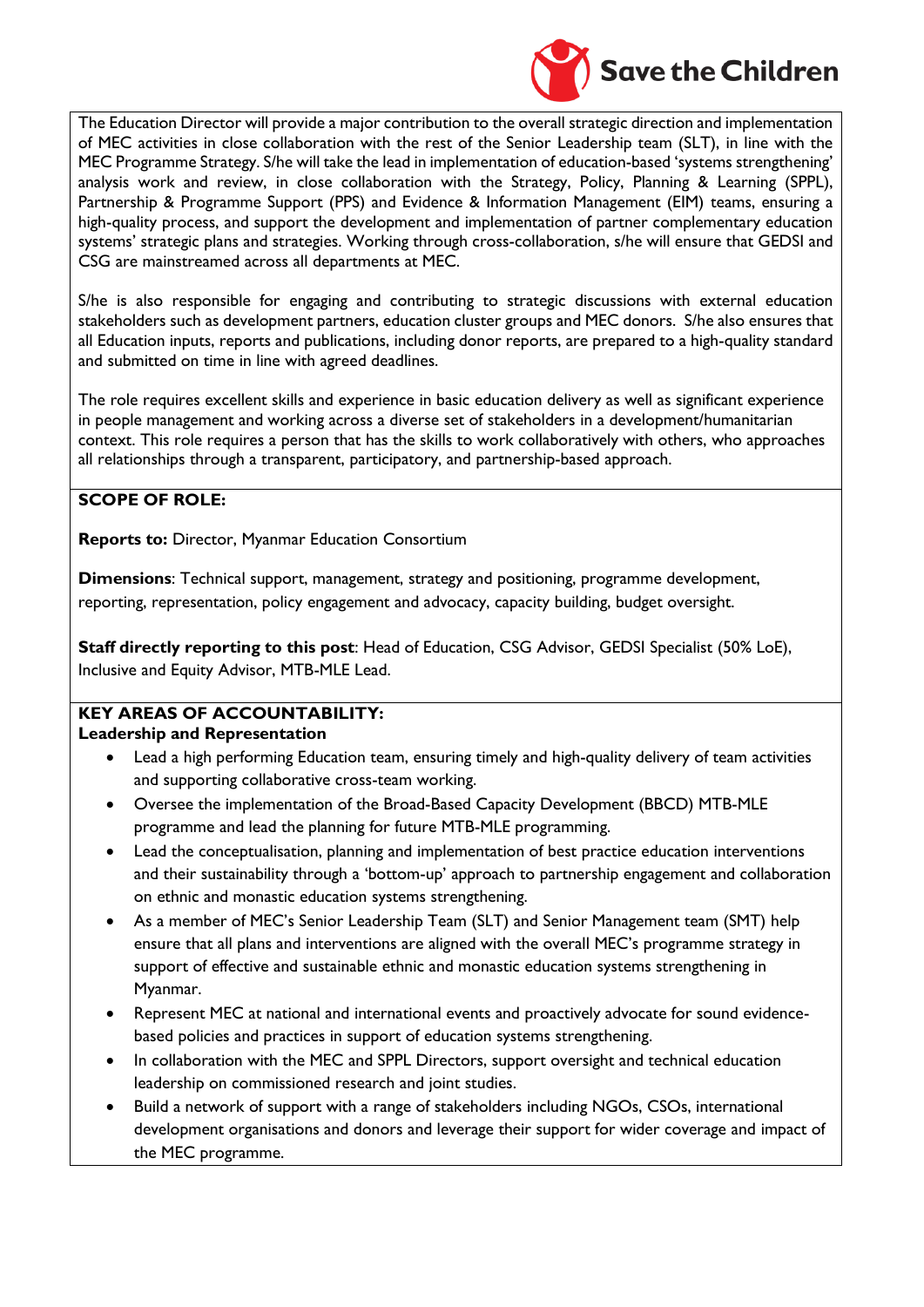The Education Director will provide a major contribution to the overall strategic direction and implementation of MEC activities in close collaboration with the rest of the Senior Leadership team (SLT), in line with the MEC Programme Strategy. S/he will take the lead in implementation of education-based 'systems strengthening' analysis work and review, in close collaboration with the Strategy, Policy, Planning & Learning (SPPL), Partnership & Programme Support (PPS) and Evidence & Information Management (EIM) teams, ensuring a high-quality process, and support the development and implementation of partner complementary education systems' strategic plans and strategies. Working through cross-collaboration, s/he will ensure that GEDSI and CSG are mainstreamed across all departments at MEC.

S/he is also responsible for engaging and contributing to strategic discussions with external education stakeholders such as development partners, education cluster groups and MEC donors. S/he also ensures that all Education inputs, reports and publications, including donor reports, are prepared to a high-quality standard and submitted on time in line with agreed deadlines.

The role requires excellent skills and experience in basic education delivery as well as significant experience in people management and working across a diverse set of stakeholders in a development/humanitarian context. This role requires a person that has the skills to work collaboratively with others, who approaches all relationships through a transparent, participatory, and partnership-based approach.

**SCOPE OF ROLE:**

**Reports to:** Director, Myanmar Education Consortium

**Dimensions**: Technical support, management, strategy and positioning, programme development, reporting, representation, policy engagement and advocacy, capacity building, budget oversight.

**Staff directly reporting to this post**: Head of Education, CSG Advisor, GEDSI Specialist (50% LoE), Inclusive and Equity Advisor, MTB-MLE Lead.

**KEY AREAS OF ACCOUNTABILITY:**

**Leadership and Representation**

- Lead a high performing Education team, ensuring timely and high-quality delivery of team activities and supporting collaborative cross-team working.
- Oversee the implementation of the Broad-Based Capacity Development (BBCD) MTB-MLE programme and lead the planning for future MTB-MLE programming.
- Lead the conceptualisation, planning and implementation of best practice education interventions and their sustainability through a 'bottom-up' approach to partnership engagement and collaboration on ethnic and monastic education systems strengthening.
- As a member of MEC's Senior Leadership Team (SLT) and Senior Management team (SMT) help ensure that all plans and interventions are aligned with the overall MEC's programme strategy in support of effective and sustainable ethnic and monastic education systems strengthening in Myanmar.
- Represent MEC at national and international events and proactively advocate for sound evidence-based policies and practices in support of education systems strengthening.
- In collaboration with the MEC and SPPL Directors, support oversight and technical education leadership on commissioned research and joint studies.
- Build a network of support with a range of stakeholders including NGOs, CSOs, international development organisations and donors and leverage their support for wider coverage and impact of the MEC programme.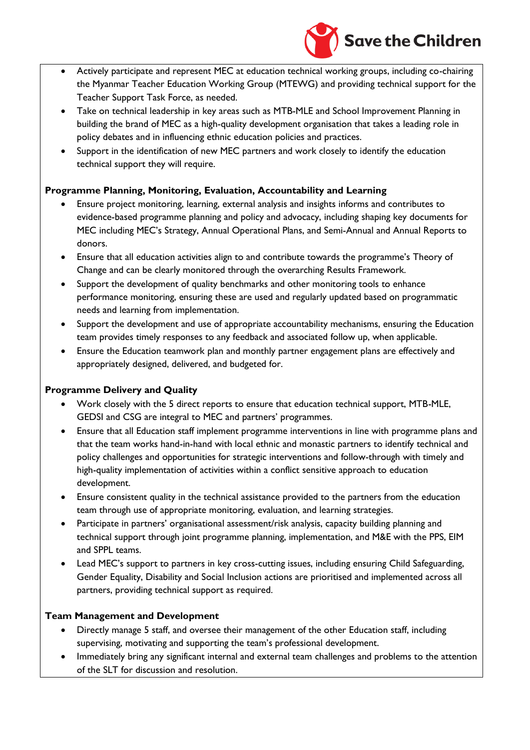- Actively participate and represent MEC at education technical working groups, including co-chairing the Myanmar Teacher Education Working Group (MTEWG) and providing technical support for the Teacher Support Task Force, as needed.
- Take on technical leadership in key areas such as MTB-MLE and School Improvement Planning in building the brand of MEC as a high-quality development organisation that takes a leading role in policy debates and in influencing ethnic education policies and practices.
- Support in the identification of new MEC partners and work closely to identify the education technical support they will require.

**Programme Planning, Monitoring, Evaluation, Accountability and Learning**

- Ensure project monitoring, learning, external analysis and insights informs and contributes to evidence-based programme planning and policy and advocacy, including shaping key documents for MEC including MEC's Strategy, Annual Operational Plans, and Semi-Annual and Annual Reports to donors.
- Ensure that all education activities align to and contribute towards the programme's Theory of Change and can be clearly monitored through the overarching Results Framework.
- Support the development of quality benchmarks and other monitoring tools to enhance performance monitoring, ensuring these are used and regularly updated based on programmatic needs and learning from implementation.
- Support the development and use of appropriate accountability mechanisms, ensuring the Education team provides timely responses to any feedback and associated follow up, when applicable.
- Ensure the Education teamwork plan and monthly partner engagement plans are effectively and appropriately designed, delivered, and budgeted for.

**Programme Delivery and Quality**

- Work closely with the 5 direct reports to ensure that education technical support, MTB-MLE, GEDSI and CSG are integral to MEC and partners' programmes.
- Ensure that all Education staff implement programme interventions in line with programme plans and that the team works hand-in-hand with local ethnic and monastic partners to identify technical and policy challenges and opportunities for strategic interventions and follow-through with timely and high-quality implementation of activities within a conflict sensitive approach to education development.
- Ensure consistent quality in the technical assistance provided to the partners from the education team through use of appropriate monitoring, evaluation, and learning strategies.
- Participate in partners' organisational assessment/risk analysis, capacity building planning and technical support through joint programme planning, implementation, and M&E with the PPS, EIM and SPPL teams.
- Lead MEC's support to partners in key cross-cutting issues, including ensuring Child Safeguarding, Gender Equality, Disability and Social Inclusion actions are prioritised and implemented across all partners, providing technical support as required.

**Team Management and Development**

- Directly manage 5 staff, and oversee their management of the other Education staff, including supervising, motivating and supporting the team's professional development.
- Immediately bring any significant internal and external team challenges and problems to the attention of the SLT for discussion and resolution.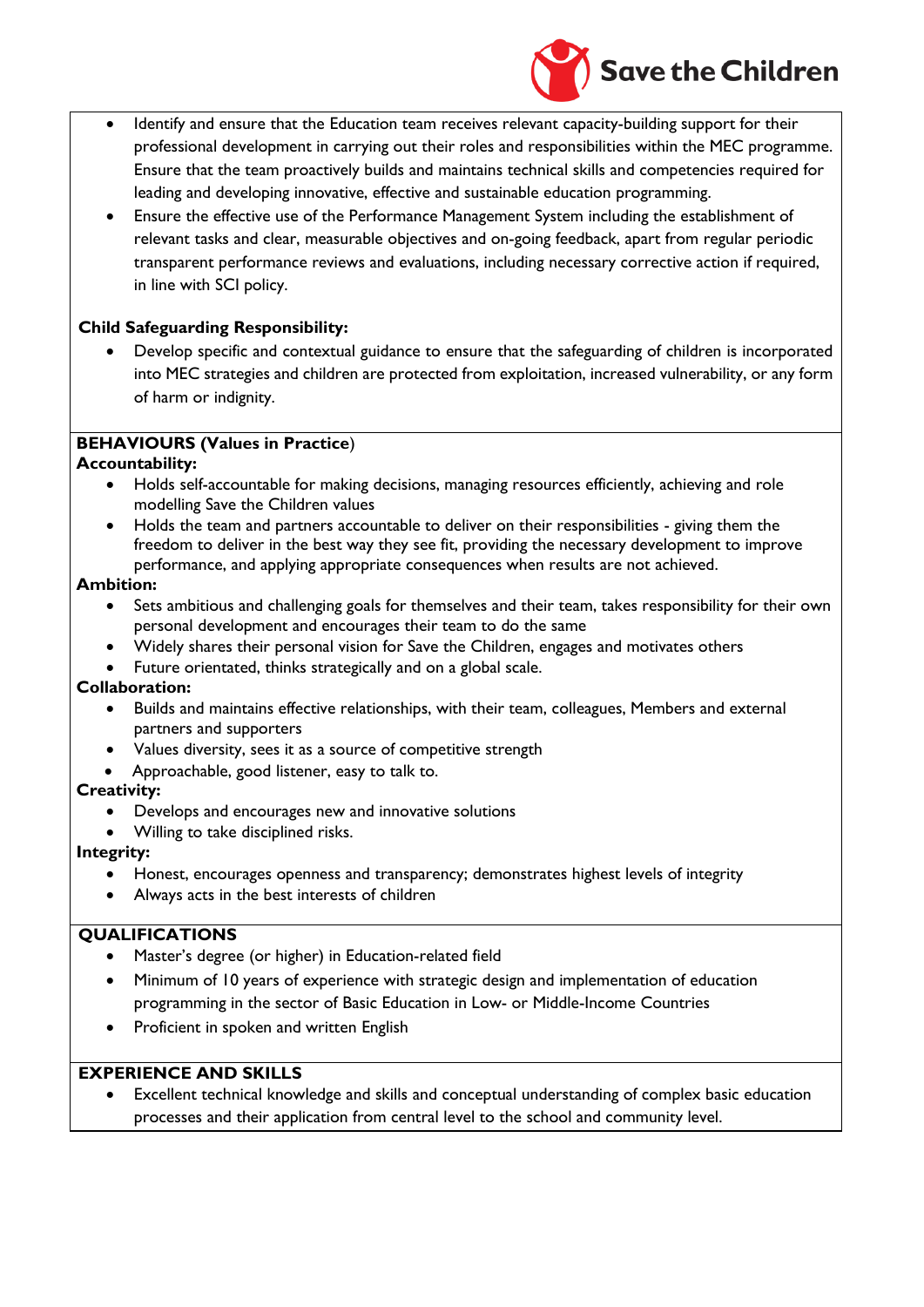- Identify and ensure that the Education team receives relevant capacity-building support for their professional development in carrying out their roles and responsibilities within the MEC programme. Ensure that the team proactively builds and maintains technical skills and competencies required for leading and developing innovative, effective and sustainable education programming.
- Ensure the effective use of the Performance Management System including the establishment of relevant tasks and clear, measurable objectives and on-going feedback, apart from regular periodic transparent performance reviews and evaluations, including necessary corrective action if required, in line with SCI policy.

**Child Safeguarding Responsibility:**

- Develop specific and contextual guidance to ensure that the safeguarding of children is incorporated into MEC strategies and children are protected from exploitation, increased vulnerability, or any form of harm or indignity.

**BEHAVIOURS (Values in Practice)**

**Accountability:**

- Holds self-accountable for making decisions, managing resources efficiently, achieving and role modelling Save the Children values
- Holds the team and partners accountable to deliver on their responsibilities - giving them the freedom to deliver in the best way they see fit, providing the necessary development to improve performance, and applying appropriate consequences when results are not achieved.

**Ambition:**

- Sets ambitious and challenging goals for themselves and their team, takes responsibility for their own personal development and encourages their team to do the same
- Widely shares their personal vision for Save the Children, engages and motivates others
- Future orientated, thinks strategically and on a global scale.

**Collaboration:**

- Builds and maintains effective relationships, with their team, colleagues, Members and external partners and supporters
- Values diversity, sees it as a source of competitive strength
- Approachable, good listener, easy to talk to.

**Creativity:**

- Develops and encourages new and innovative solutions
- Willing to take disciplined risks.

**Integrity:**

- Honest, encourages openness and transparency; demonstrates highest levels of integrity
- Always acts in the best interests of children

**QUALIFICATIONS**

- Master's degree (or higher) in Education-related field
- Minimum of 10 years of experience with strategic design and implementation of education programming in the sector of Basic Education in Low- or Middle-Income Countries
- Proficient in spoken and written English

**EXPERIENCE AND SKILLS**

- Excellent technical knowledge and skills and conceptual understanding of complex basic education processes and their application from central level to the school and community level.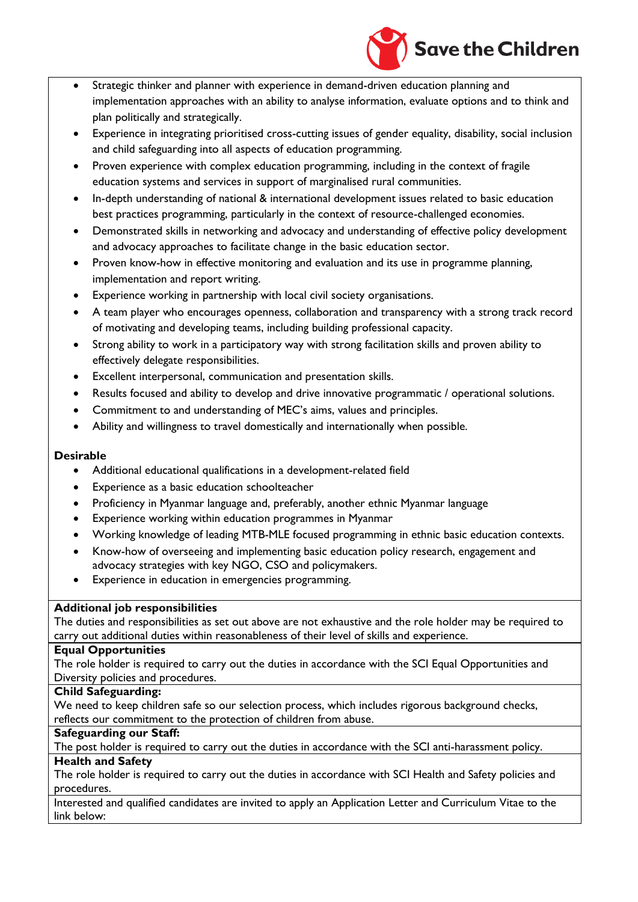- Strategic thinker and planner with experience in demand-driven education planning and implementation approaches with an ability to analyse information, evaluate options and to think and plan politically and strategically.
- Experience in integrating prioritised cross-cutting issues of gender equality, disability, social inclusion and child safeguarding into all aspects of education programming.
- Proven experience with complex education programming, including in the context of fragile education systems and services in support of marginalised rural communities.
- In-depth understanding of national & international development issues related to basic education best practices programming, particularly in the context of resource-challenged economies.
- Demonstrated skills in networking and advocacy and understanding of effective policy development and advocacy approaches to facilitate change in the basic education sector.
- Proven know-how in effective monitoring and evaluation and its use in programme planning, implementation and report writing.
- Experience working in partnership with local civil society organisations.
- A team player who encourages openness, collaboration and transparency with a strong track record of motivating and developing teams, including building professional capacity.
- Strong ability to work in a participatory way with strong facilitation skills and proven ability to effectively delegate responsibilities.
- Excellent interpersonal, communication and presentation skills.
- Results focused and ability to develop and drive innovative programmatic / operational solutions.
- Commitment to and understanding of MEC's aims, values and principles.
- Ability and willingness to travel domestically and internationally when possible.

**Desirable**

- Additional educational qualifications in a development-related field
- Experience as a basic education schoolteacher
- Proficiency in Myanmar language and, preferably, another ethnic Myanmar language
- Experience working within education programmes in Myanmar
- Working knowledge of leading MTB-MLE focused programming in ethnic basic education contexts.
- Know-how of overseeing and implementing basic education policy research, engagement and advocacy strategies with key NGO, CSO and policymakers.
- Experience in education in emergencies programming.

**Additional job responsibilities**

The duties and responsibilities as set out above are not exhaustive and the role holder may be required to carry out additional duties within reasonableness of their level of skills and experience.

**Equal Opportunities**

The role holder is required to carry out the duties in accordance with the SCI Equal Opportunities and Diversity policies and procedures.

**Child Safeguarding:**

We need to keep children safe so our selection process, which includes rigorous background checks, reflects our commitment to the protection of children from abuse.

**Safeguarding our Staff:**

The post holder is required to carry out the duties in accordance with the SCI anti-harassment policy.

**Health and Safety**

The role holder is required to carry out the duties in accordance with SCI Health and Safety policies and procedures.

Interested and qualified candidates are invited to apply an Application Letter and Curriculum Vitae to the link below: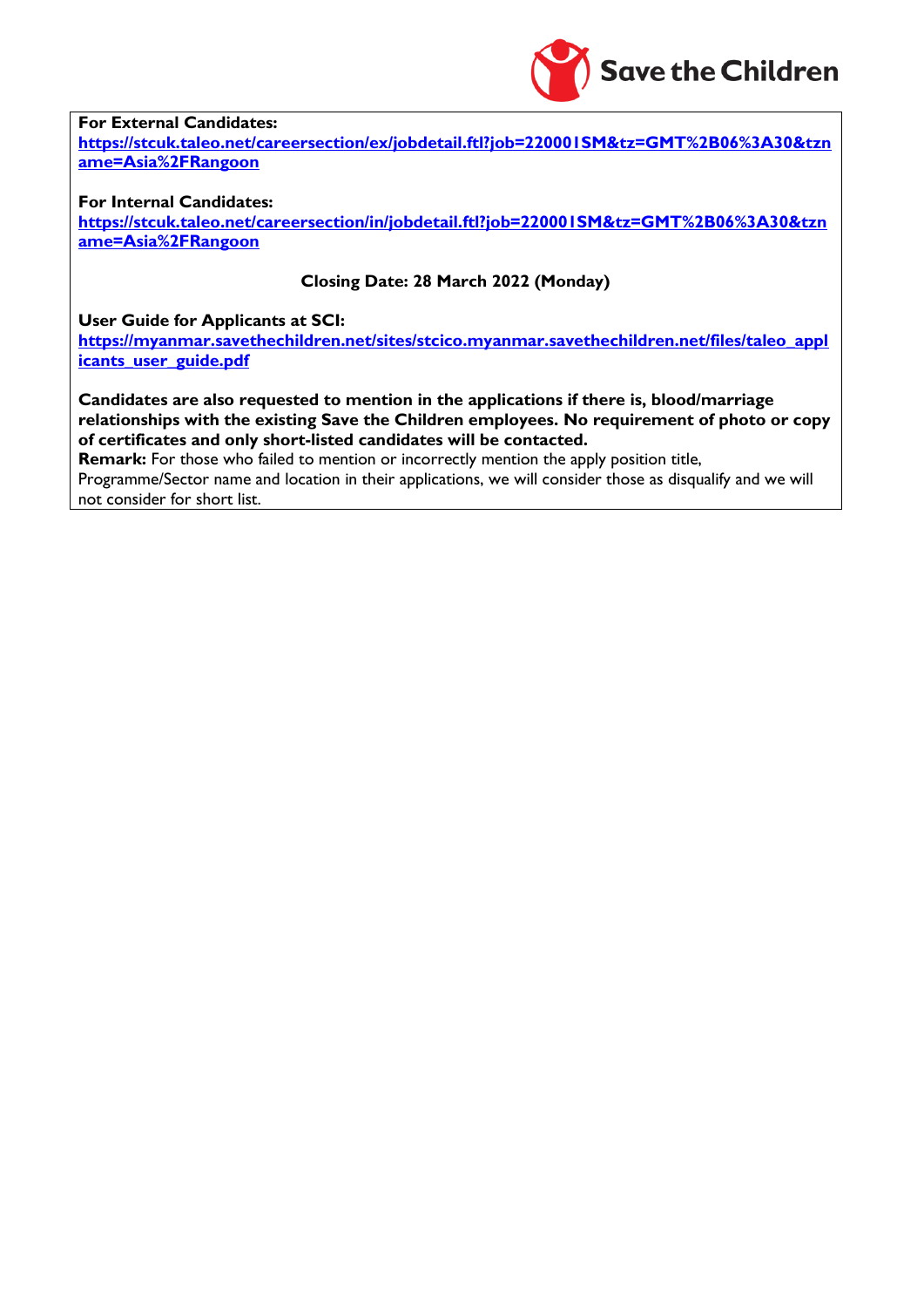**For External Candidates:**
https://stcuk.taleo.net/careersection/ex/jobdetail.ftl?job=220001SM&tz=GMT%2B06%3A30&tzname=Asia%2FRangoon

**For Internal Candidates:**
https://stcuk.taleo.net/careersection/in/jobdetail.ftl?job=220001SM&tz=GMT%2B06%3A30&tzname=Asia%2FRangoon

**Closing Date: 28 March 2022 (Monday)**

**User Guide for Applicants at SCI:**
https://myanmar.savethechildren.net/sites/stcico.myanmar.savethechildren.net/files/taleo_applicants_user_guide.pdf

**Candidates are also requested to mention in the applications if there is, blood/marriage relationships with the existing Save the Children employees. No requirement of photo or copy of certificates and only short-listed candidates will be contacted.**

**Remark:** For those who failed to mention or incorrectly mention the apply position title, Programme/Sector name and location in their applications, we will consider those as disqualify and we will not consider for short list.